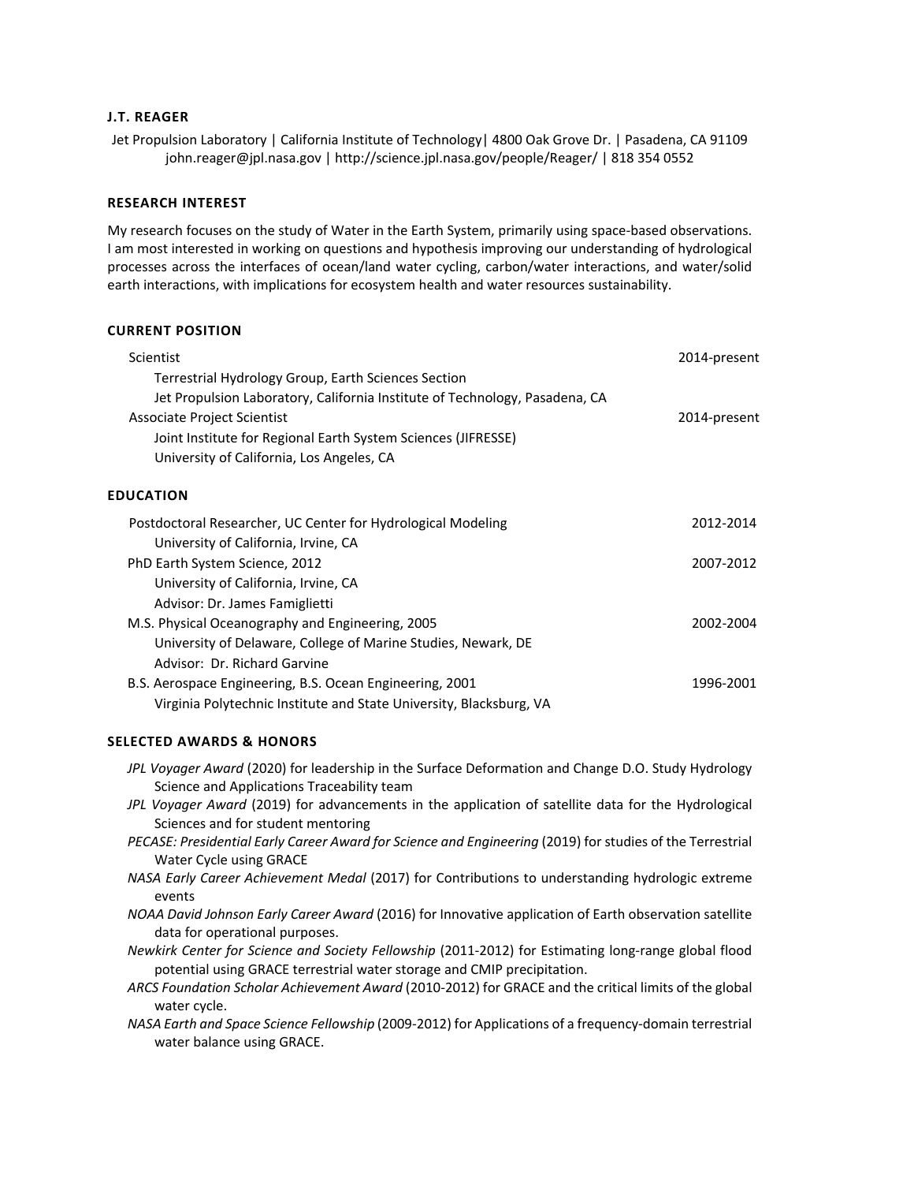# J.T. REAGER

Jet Propulsion Laboratory | California Institute of Technology| 4800 Oak Grove Dr. | Pasadena, CA 91109
john.reager@jpl.nasa.gov | http://science.jpl.nasa.gov/people/Reager/ | 818 354 0552

## RESEARCH INTEREST

My research focuses on the study of Water in the Earth System, primarily using space-based observations. I am most interested in working on questions and hypothesis improving our understanding of hydrological processes across the interfaces of ocean/land water cycling, carbon/water interactions, and water/solid earth interactions, with implications for ecosystem health and water resources sustainability.

## CURRENT POSITION

Scientist — 2014-present
Terrestrial Hydrology Group, Earth Sciences Section
Jet Propulsion Laboratory, California Institute of Technology, Pasadena, CA

Associate Project Scientist — 2014-present
Joint Institute for Regional Earth System Sciences (JIFRESSE)
University of California, Los Angeles, CA

## EDUCATION

Postdoctoral Researcher, UC Center for Hydrological Modeling — 2012-2014
University of California, Irvine, CA

PhD Earth System Science, 2012 — 2007-2012
University of California, Irvine, CA
Advisor: Dr. James Famiglietti

M.S. Physical Oceanography and Engineering, 2005 — 2002-2004
University of Delaware, College of Marine Studies, Newark, DE
Advisor: Dr. Richard Garvine

B.S. Aerospace Engineering, B.S. Ocean Engineering, 2001 — 1996-2001
Virginia Polytechnic Institute and State University, Blacksburg, VA

## SELECTED AWARDS & HONORS

*JPL Voyager Award* (2020) for leadership in the Surface Deformation and Change D.O. Study Hydrology Science and Applications Traceability team

*JPL Voyager Award* (2019) for advancements in the application of satellite data for the Hydrological Sciences and for student mentoring

*PECASE: Presidential Early Career Award for Science and Engineering* (2019) for studies of the Terrestrial Water Cycle using GRACE

*NASA Early Career Achievement Medal* (2017) for Contributions to understanding hydrologic extreme events

*NOAA David Johnson Early Career Award* (2016) for Innovative application of Earth observation satellite data for operational purposes.

*Newkirk Center for Science and Society Fellowship* (2011-2012) for Estimating long-range global flood potential using GRACE terrestrial water storage and CMIP precipitation.

*ARCS Foundation Scholar Achievement Award* (2010-2012) for GRACE and the critical limits of the global water cycle.

*NASA Earth and Space Science Fellowship* (2009-2012) for Applications of a frequency-domain terrestrial water balance using GRACE.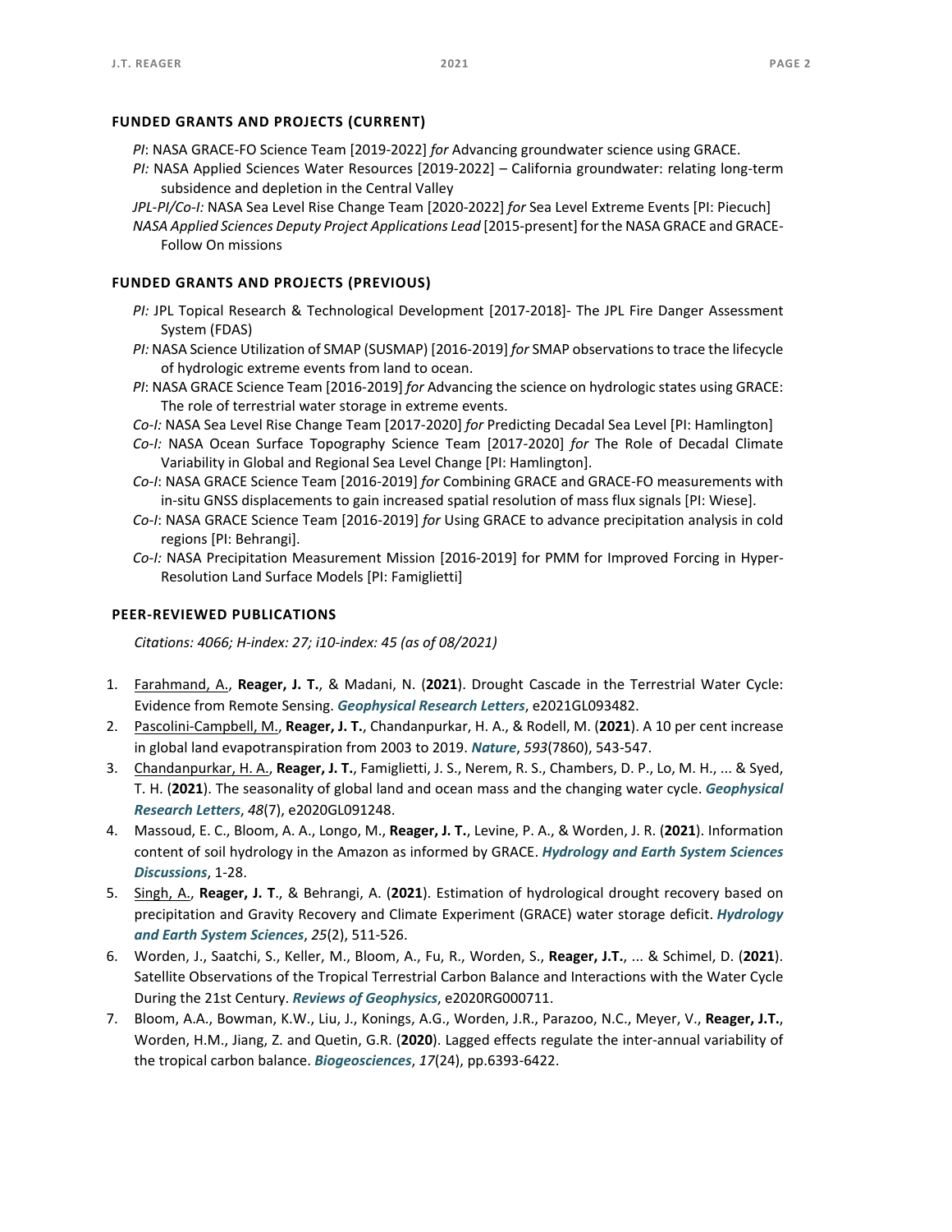## FUNDED GRANTS AND PROJECTS (CURRENT)

*PI*: NASA GRACE-FO Science Team [2019-2022] *for* Advancing groundwater science using GRACE.

*PI:* NASA Applied Sciences Water Resources [2019-2022] – California groundwater: relating long-term subsidence and depletion in the Central Valley

*JPL-PI/Co-I:* NASA Sea Level Rise Change Team [2020-2022] *for* Sea Level Extreme Events [PI: Piecuch]

*NASA Applied Sciences Deputy Project Applications Lead* [2015-present] for the NASA GRACE and GRACE-Follow On missions

## FUNDED GRANTS AND PROJECTS (PREVIOUS)

*PI:* JPL Topical Research & Technological Development [2017-2018]- The JPL Fire Danger Assessment System (FDAS)

*PI:* NASA Science Utilization of SMAP (SUSMAP) [2016-2019] *for* SMAP observations to trace the lifecycle of hydrologic extreme events from land to ocean.

*PI*: NASA GRACE Science Team [2016-2019] *for* Advancing the science on hydrologic states using GRACE: The role of terrestrial water storage in extreme events.

*Co-I:* NASA Sea Level Rise Change Team [2017-2020] *for* Predicting Decadal Sea Level [PI: Hamlington]

*Co-I:* NASA Ocean Surface Topography Science Team [2017-2020] *for* The Role of Decadal Climate Variability in Global and Regional Sea Level Change [PI: Hamlington].

*Co-I*: NASA GRACE Science Team [2016-2019] *for* Combining GRACE and GRACE-FO measurements with in-situ GNSS displacements to gain increased spatial resolution of mass flux signals [PI: Wiese].

*Co-I*: NASA GRACE Science Team [2016-2019] *for* Using GRACE to advance precipitation analysis in cold regions [PI: Behrangi].

*Co-I:* NASA Precipitation Measurement Mission [2016-2019] for PMM for Improved Forcing in Hyper-Resolution Land Surface Models [PI: Famiglietti]

## PEER-REVIEWED PUBLICATIONS

*Citations: 4066; H-index: 27; i10-index: 45 (as of 08/2021)*

1. Farahmand, A., **Reager, J. T.**, & Madani, N. (**2021**). Drought Cascade in the Terrestrial Water Cycle: Evidence from Remote Sensing. ***Geophysical Research Letters***, e2021GL093482.
2. Pascolini-Campbell, M., **Reager, J. T.**, Chandanpurkar, H. A., & Rodell, M. (**2021**). A 10 per cent increase in global land evapotranspiration from 2003 to 2019. ***Nature***, *593*(7860), 543-547.
3. Chandanpurkar, H. A., **Reager, J. T.**, Famiglietti, J. S., Nerem, R. S., Chambers, D. P., Lo, M. H., ... & Syed, T. H. (**2021**). The seasonality of global land and ocean mass and the changing water cycle. ***Geophysical Research Letters***, *48*(7), e2020GL091248.
4. Massoud, E. C., Bloom, A. A., Longo, M., **Reager, J. T.**, Levine, P. A., & Worden, J. R. (**2021**). Information content of soil hydrology in the Amazon as informed by GRACE. ***Hydrology and Earth System Sciences Discussions***, 1-28.
5. Singh, A., **Reager, J. T**., & Behrangi, A. (**2021**). Estimation of hydrological drought recovery based on precipitation and Gravity Recovery and Climate Experiment (GRACE) water storage deficit. ***Hydrology and Earth System Sciences***, *25*(2), 511-526.
6. Worden, J., Saatchi, S., Keller, M., Bloom, A., Fu, R., Worden, S., **Reager, J.T.**, ... & Schimel, D. (**2021**). Satellite Observations of the Tropical Terrestrial Carbon Balance and Interactions with the Water Cycle During the 21st Century. ***Reviews of Geophysics***, e2020RG000711.
7. Bloom, A.A., Bowman, K.W., Liu, J., Konings, A.G., Worden, J.R., Parazoo, N.C., Meyer, V., **Reager, J.T.**, Worden, H.M., Jiang, Z. and Quetin, G.R. (**2020**). Lagged effects regulate the inter-annual variability of the tropical carbon balance. ***Biogeosciences***, *17*(24), pp.6393-6422.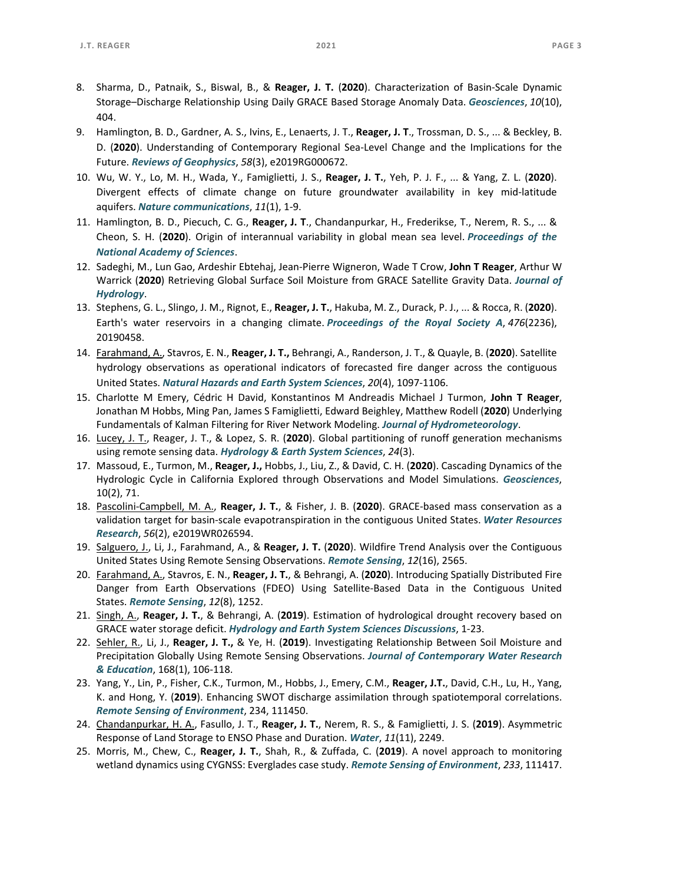8. Sharma, D., Patnaik, S., Biswal, B., & **Reager, J. T.** (**2020**). Characterization of Basin-Scale Dynamic Storage–Discharge Relationship Using Daily GRACE Based Storage Anomaly Data. ***Geosciences***, *10*(10), 404.
9. Hamlington, B. D., Gardner, A. S., Ivins, E., Lenaerts, J. T., **Reager, J. T**., Trossman, D. S., ... & Beckley, B. D. (**2020**). Understanding of Contemporary Regional Sea-Level Change and the Implications for the Future. ***Reviews of Geophysics***, *58*(3), e2019RG000672.
10. Wu, W. Y., Lo, M. H., Wada, Y., Famiglietti, J. S., **Reager, J. T.**, Yeh, P. J. F., ... & Yang, Z. L. (**2020**). Divergent effects of climate change on future groundwater availability in key mid-latitude aquifers. ***Nature communications***, *11*(1), 1-9.
11. Hamlington, B. D., Piecuch, C. G., **Reager, J. T**., Chandanpurkar, H., Frederikse, T., Nerem, R. S., ... & Cheon, S. H. (**2020**). Origin of interannual variability in global mean sea level. ***Proceedings of the National Academy of Sciences***.
12. Sadeghi, M., Lun Gao, Ardeshir Ebtehaj, Jean-Pierre Wigneron, Wade T Crow, **John T Reager**, Arthur W Warrick (**2020**) Retrieving Global Surface Soil Moisture from GRACE Satellite Gravity Data. ***Journal of Hydrology***.
13. Stephens, G. L., Slingo, J. M., Rignot, E., **Reager, J. T.**, Hakuba, M. Z., Durack, P. J., ... & Rocca, R. (**2020**). Earth's water reservoirs in a changing climate. ***Proceedings of the Royal Society A***, *476*(2236), 20190458.
14. Farahmand, A., Stavros, E. N., **Reager, J. T.,** Behrangi, A., Randerson, J. T., & Quayle, B. (**2020**). Satellite hydrology observations as operational indicators of forecasted fire danger across the contiguous United States. ***Natural Hazards and Earth System Sciences***, *20*(4), 1097-1106.
15. Charlotte M Emery, Cédric H David, Konstantinos M Andreadis Michael J Turmon, **John T Reager**, Jonathan M Hobbs, Ming Pan, James S Famiglietti, Edward Beighley, Matthew Rodell (**2020**) Underlying Fundamentals of Kalman Filtering for River Network Modeling. ***Journal of Hydrometeorology***.
16. Lucey, J. T., Reager, J. T., & Lopez, S. R. (**2020**). Global partitioning of runoff generation mechanisms using remote sensing data. ***Hydrology & Earth System Sciences***, *24*(3).
17. Massoud, E., Turmon, M., **Reager, J.,** Hobbs, J., Liu, Z., & David, C. H. (**2020**). Cascading Dynamics of the Hydrologic Cycle in California Explored through Observations and Model Simulations. ***Geosciences***, 10(2), 71.
18. Pascolini-Campbell, M. A., **Reager, J. T.**, & Fisher, J. B. (**2020**). GRACE-based mass conservation as a validation target for basin-scale evapotranspiration in the contiguous United States. ***Water Resources Research***, *56*(2), e2019WR026594.
19. Salguero, J., Li, J., Farahmand, A., & **Reager, J. T.** (**2020**). Wildfire Trend Analysis over the Contiguous United States Using Remote Sensing Observations. ***Remote Sensing***, *12*(16), 2565.
20. Farahmand, A., Stavros, E. N., **Reager, J. T.**, & Behrangi, A. (**2020**). Introducing Spatially Distributed Fire Danger from Earth Observations (FDEO) Using Satellite-Based Data in the Contiguous United States. ***Remote Sensing***, *12*(8), 1252.
21. Singh, A., **Reager, J. T.**, & Behrangi, A. (**2019**). Estimation of hydrological drought recovery based on GRACE water storage deficit. ***Hydrology and Earth System Sciences Discussions***, 1-23.
22. Sehler, R., Li, J., **Reager, J. T.,** & Ye, H. (**2019**). Investigating Relationship Between Soil Moisture and Precipitation Globally Using Remote Sensing Observations. ***Journal of Contemporary Water Research & Education***, 168(1), 106-118.
23. Yang, Y., Lin, P., Fisher, C.K., Turmon, M., Hobbs, J., Emery, C.M., **Reager, J.T.**, David, C.H., Lu, H., Yang, K. and Hong, Y. (**2019**). Enhancing SWOT discharge assimilation through spatiotemporal correlations. ***Remote Sensing of Environment***, 234, 111450.
24. Chandanpurkar, H. A., Fasullo, J. T., **Reager, J. T.**, Nerem, R. S., & Famiglietti, J. S. (**2019**). Asymmetric Response of Land Storage to ENSO Phase and Duration. ***Water***, *11*(11), 2249.
25. Morris, M., Chew, C., **Reager, J. T.**, Shah, R., & Zuffada, C. (**2019**). A novel approach to monitoring wetland dynamics using CYGNSS: Everglades case study. ***Remote Sensing of Environment***, *233*, 111417.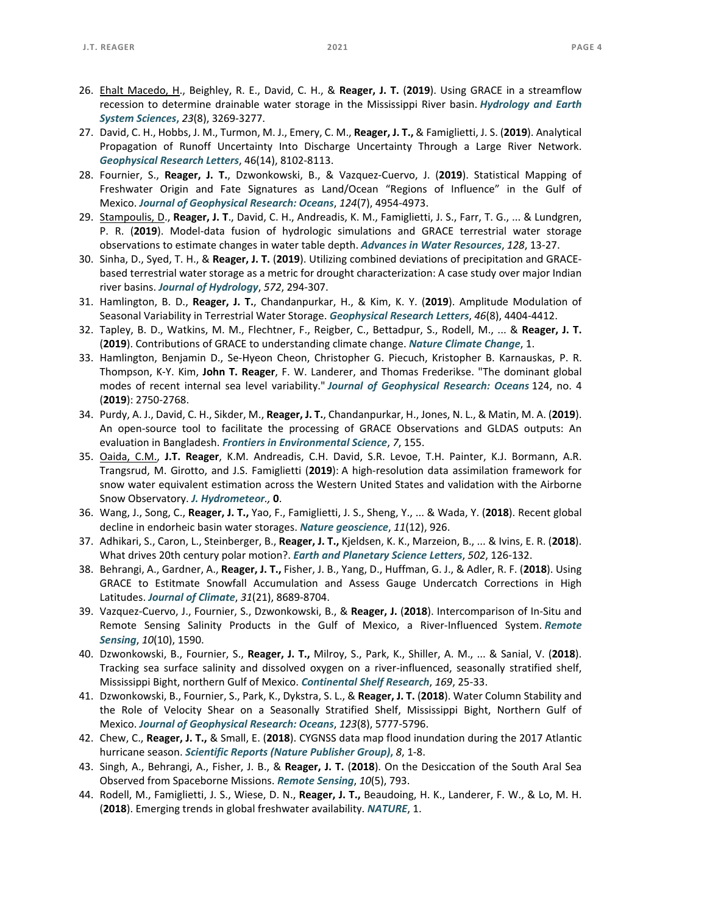26. <u>Ehalt Macedo, H.</u>, Beighley, R. E., David, C. H., & **Reager, J. T.** (**2019**). Using GRACE in a streamflow recession to determine drainable water storage in the Mississippi River basin. ***Hydrology and Earth System Sciences***, *23*(8), 3269-3277.
27. David, C. H., Hobbs, J. M., Turmon, M. J., Emery, C. M., **Reager, J. T.,** & Famiglietti, J. S. (**2019**). Analytical Propagation of Runoff Uncertainty Into Discharge Uncertainty Through a Large River Network. ***Geophysical Research Letters***, 46(14), 8102-8113.
28. Fournier, S., **Reager, J. T.**, Dzwonkowski, B., & Vazquez-Cuervo, J. (**2019**). Statistical Mapping of Freshwater Origin and Fate Signatures as Land/Ocean "Regions of Influence" in the Gulf of Mexico. ***Journal of Geophysical Research: Oceans***, *124*(7), 4954-4973.
29. <u>Stampoulis, D.</u>, **Reager, J. T**., David, C. H., Andreadis, K. M., Famiglietti, J. S., Farr, T. G., ... & Lundgren, P. R. (**2019**). Model-data fusion of hydrologic simulations and GRACE terrestrial water storage observations to estimate changes in water table depth. ***Advances in Water Resources***, *128*, 13-27.
30. Sinha, D., Syed, T. H., & **Reager, J. T.** (**2019**). Utilizing combined deviations of precipitation and GRACE-based terrestrial water storage as a metric for drought characterization: A case study over major Indian river basins. ***Journal of Hydrology***, *572*, 294-307.
31. Hamlington, B. D., **Reager, J. T.**, Chandanpurkar, H., & Kim, K. Y. (**2019**). Amplitude Modulation of Seasonal Variability in Terrestrial Water Storage. ***Geophysical Research Letters***, *46*(8), 4404-4412.
32. Tapley, B. D., Watkins, M. M., Flechtner, F., Reigber, C., Bettadpur, S., Rodell, M., ... & **Reager, J. T.** (**2019**). Contributions of GRACE to understanding climate change. ***Nature Climate Change***, 1.
33. Hamlington, Benjamin D., Se-Hyeon Cheon, Christopher G. Piecuch, Kristopher B. Karnauskas, P. R. Thompson, K-Y. Kim, **John T. Reager**, F. W. Landerer, and Thomas Frederikse. "The dominant global modes of recent internal sea level variability." ***Journal of Geophysical Research: Oceans*** 124, no. 4 (**2019**): 2750-2768.
34. Purdy, A. J., David, C. H., Sikder, M., **Reager, J. T.**, Chandanpurkar, H., Jones, N. L., & Matin, M. A. (**2019**). An open-source tool to facilitate the processing of GRACE Observations and GLDAS outputs: An evaluation in Bangladesh. ***Frontiers in Environmental Science***, *7*, 155.
35. <u>Oaida, C.M.</u>, **J.T. Reager**, K.M. Andreadis, C.H. David, S.R. Levoe, T.H. Painter, K.J. Bormann, A.R. Trangsrud, M. Girotto, and J.S. Famiglietti (**2019**): A high-resolution data assimilation framework for snow water equivalent estimation across the Western United States and validation with the Airborne Snow Observatory. ***J. Hydrometeor.,*** **0**.
36. Wang, J., Song, C., **Reager, J. T.,** Yao, F., Famiglietti, J. S., Sheng, Y., ... & Wada, Y. (**2018**). Recent global decline in endorheic basin water storages. ***Nature geoscience***, *11*(12), 926.
37. Adhikari, S., Caron, L., Steinberger, B., **Reager, J. T.,** Kjeldsen, K. K., Marzeion, B., ... & Ivins, E. R. (**2018**). What drives 20th century polar motion?. ***Earth and Planetary Science Letters***, *502*, 126-132.
38. Behrangi, A., Gardner, A., **Reager, J. T.,** Fisher, J. B., Yang, D., Huffman, G. J., & Adler, R. F. (**2018**). Using GRACE to Estitmate Snowfall Accumulation and Assess Gauge Undercatch Corrections in High Latitudes. ***Journal of Climate***, *31*(21), 8689-8704.
39. Vazquez-Cuervo, J., Fournier, S., Dzwonkowski, B., & **Reager, J.** (**2018**). Intercomparison of In-Situ and Remote Sensing Salinity Products in the Gulf of Mexico, a River-Influenced System. ***Remote Sensing***, *10*(10), 1590.
40. Dzwonkowski, B., Fournier, S., **Reager, J. T.,** Milroy, S., Park, K., Shiller, A. M., ... & Sanial, V. (**2018**). Tracking sea surface salinity and dissolved oxygen on a river-influenced, seasonally stratified shelf, Mississippi Bight, northern Gulf of Mexico. ***Continental Shelf Research***, *169*, 25-33.
41. Dzwonkowski, B., Fournier, S., Park, K., Dykstra, S. L., & **Reager, J. T.** (**2018**). Water Column Stability and the Role of Velocity Shear on a Seasonally Stratified Shelf, Mississippi Bight, Northern Gulf of Mexico. ***Journal of Geophysical Research: Oceans***, *123*(8), 5777-5796.
42. Chew, C., **Reager, J. T.,** & Small, E. (**2018**). CYGNSS data map flood inundation during the 2017 Atlantic hurricane season. ***Scientific Reports (Nature Publisher Group)***, *8*, 1-8.
43. Singh, A., Behrangi, A., Fisher, J. B., & **Reager, J. T.** (**2018**). On the Desiccation of the South Aral Sea Observed from Spaceborne Missions. ***Remote Sensing***, *10*(5), 793.
44. Rodell, M., Famiglietti, J. S., Wiese, D. N., **Reager, J. T.,** Beaudoing, H. K., Landerer, F. W., & Lo, M. H. (**2018**). Emerging trends in global freshwater availability. ***NATURE***, 1.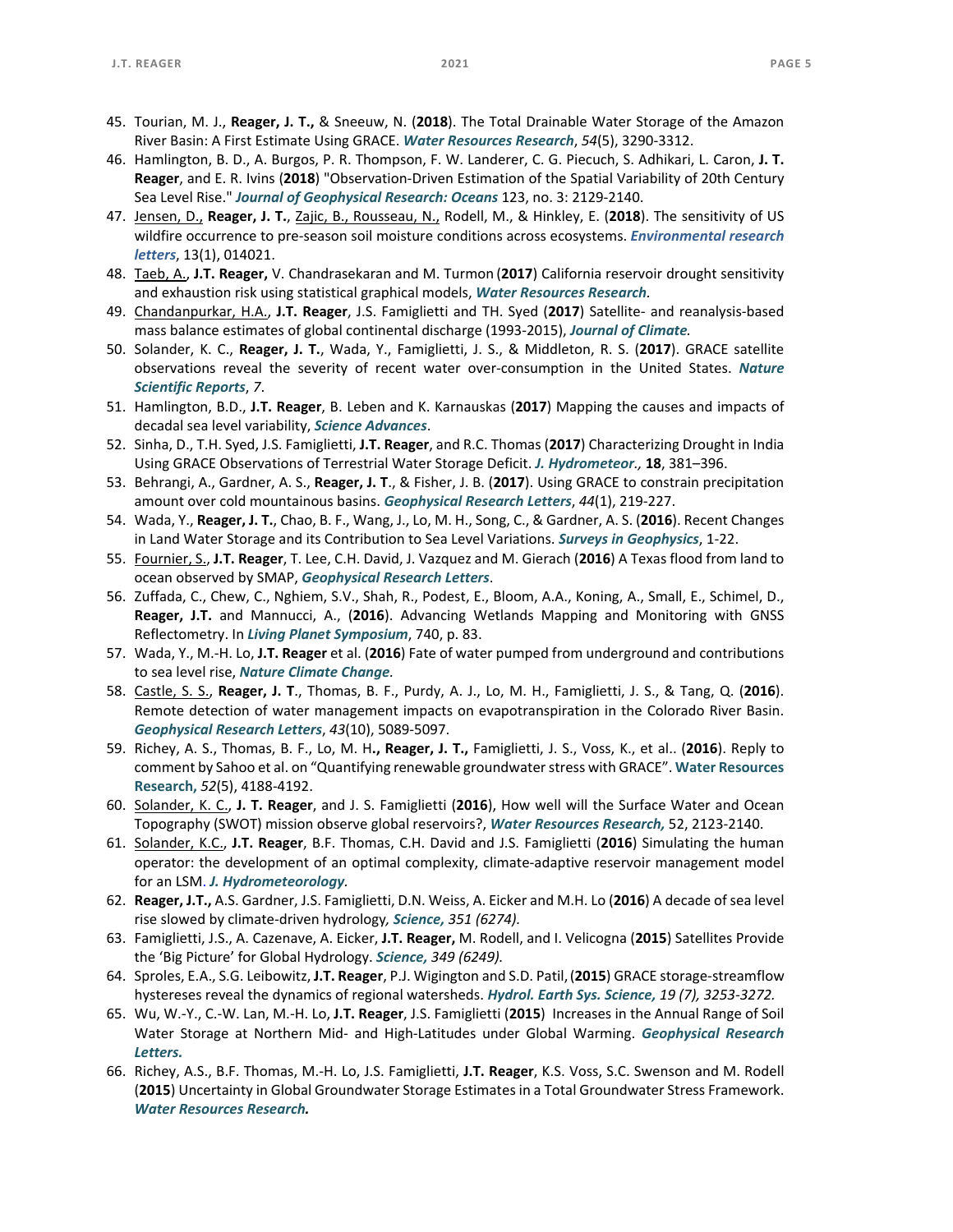45. Tourian, M. J., **Reager, J. T.,** & Sneeuw, N. (**2018**). The Total Drainable Water Storage of the Amazon River Basin: A First Estimate Using GRACE. ***Water Resources Research***, *54*(5), 3290-3312.
46. Hamlington, B. D., A. Burgos, P. R. Thompson, F. W. Landerer, C. G. Piecuch, S. Adhikari, L. Caron, **J. T. Reager**, and E. R. Ivins (**2018**) "Observation-Driven Estimation of the Spatial Variability of 20th Century Sea Level Rise." ***Journal of Geophysical Research: Oceans*** 123, no. 3: 2129-2140.
47. Jensen, D., **Reager, J. T.**, Zajic, B., Rousseau, N., Rodell, M., & Hinkley, E. (**2018**). The sensitivity of US wildfire occurrence to pre-season soil moisture conditions across ecosystems. ***Environmental research letters***, 13(1), 014021.
48. Taeb, A., **J.T. Reager,** V. Chandrasekaran and M. Turmon (**2017**) California reservoir drought sensitivity and exhaustion risk using statistical graphical models, ***Water Resources Research.***
49. Chandanpurkar, H.A., **J.T. Reager**, J.S. Famiglietti and TH. Syed (**2017**) Satellite- and reanalysis-based mass balance estimates of global continental discharge (1993-2015), ***Journal of Climate.***
50. Solander, K. C., **Reager, J. T.**, Wada, Y., Famiglietti, J. S., & Middleton, R. S. (**2017**). GRACE satellite observations reveal the severity of recent water over-consumption in the United States. ***Nature Scientific Reports***, *7*.
51. Hamlington, B.D., **J.T. Reager**, B. Leben and K. Karnauskas (**2017**) Mapping the causes and impacts of decadal sea level variability, ***Science Advances***.
52. Sinha, D., T.H. Syed, J.S. Famiglietti, **J.T. Reager**, and R.C. Thomas (**2017**) Characterizing Drought in India Using GRACE Observations of Terrestrial Water Storage Deficit. ***J. Hydrometeor.,*** **18**, 381–396.
53. Behrangi, A., Gardner, A. S., **Reager, J. T**., & Fisher, J. B. (**2017**). Using GRACE to constrain precipitation amount over cold mountainous basins. ***Geophysical Research Letters***, *44*(1), 219-227.
54. Wada, Y., **Reager, J. T.**, Chao, B. F., Wang, J., Lo, M. H., Song, C., & Gardner, A. S. (**2016**). Recent Changes in Land Water Storage and its Contribution to Sea Level Variations. ***Surveys in Geophysics***, 1-22.
55. Fournier, S., **J.T. Reager**, T. Lee, C.H. David, J. Vazquez and M. Gierach (**2016**) A Texas flood from land to ocean observed by SMAP, ***Geophysical Research Letters***.
56. Zuffada, C., Chew, C., Nghiem, S.V., Shah, R., Podest, E., Bloom, A.A., Koning, A., Small, E., Schimel, D., **Reager, J.T.** and Mannucci, A., (**2016**). Advancing Wetlands Mapping and Monitoring with GNSS Reflectometry. In ***Living Planet Symposium***, 740, p. 83.
57. Wada, Y., M.-H. Lo, **J.T. Reager** et al. (**2016**) Fate of water pumped from underground and contributions to sea level rise, ***Nature Climate Change.***
58. Castle, S. S., **Reager, J. T**., Thomas, B. F., Purdy, A. J., Lo, M. H., Famiglietti, J. S., & Tang, Q. (**2016**). Remote detection of water management impacts on evapotranspiration in the Colorado River Basin. ***Geophysical Research Letters***, *43*(10), 5089-5097.
59. Richey, A. S., Thomas, B. F., Lo, M. H**., Reager, J. T.,** Famiglietti, J. S., Voss, K., et al.. (**2016**). Reply to comment by Sahoo et al. on "Quantifying renewable groundwater stress with GRACE". **Water Resources Research,** *52*(5), 4188-4192.
60. Solander, K. C., **J. T. Reager**, and J. S. Famiglietti (**2016**), How well will the Surface Water and Ocean Topography (SWOT) mission observe global reservoirs?, ***Water Resources Research,*** 52, 2123-2140.
61. Solander, K.C., **J.T. Reager**, B.F. Thomas, C.H. David and J.S. Famiglietti (**2016**) Simulating the human operator: the development of an optimal complexity, climate-adaptive reservoir management model for an LSM. ***J. Hydrometeorology.***
62. **Reager, J.T.,** A.S. Gardner, J.S. Famiglietti, D.N. Weiss, A. Eicker and M.H. Lo (**2016**) A decade of sea level rise slowed by climate-driven hydrology*,* ***Science,*** *351 (6274).*
63. Famiglietti, J.S., A. Cazenave, A. Eicker, **J.T. Reager,** M. Rodell, and I. Velicogna (**2015**) Satellites Provide the 'Big Picture' for Global Hydrology. ***Science,*** *349 (6249).*
64. Sproles, E.A., S.G. Leibowitz, **J.T. Reager**, P.J. Wigington and S.D. Patil, (**2015**) GRACE storage-streamflow hystereses reveal the dynamics of regional watersheds. ***Hydrol. Earth Sys. Science,*** *19 (7), 3253-3272.*
65. Wu, W.-Y., C.-W. Lan, M.-H. Lo, **J.T. Reager**, J.S. Famiglietti (**2015**) Increases in the Annual Range of Soil Water Storage at Northern Mid- and High-Latitudes under Global Warming. ***Geophysical Research Letters.***
66. Richey, A.S., B.F. Thomas, M.-H. Lo, J.S. Famiglietti, **J.T. Reager**, K.S. Voss, S.C. Swenson and M. Rodell (**2015**) Uncertainty in Global Groundwater Storage Estimates in a Total Groundwater Stress Framework. ***Water Resources Research.***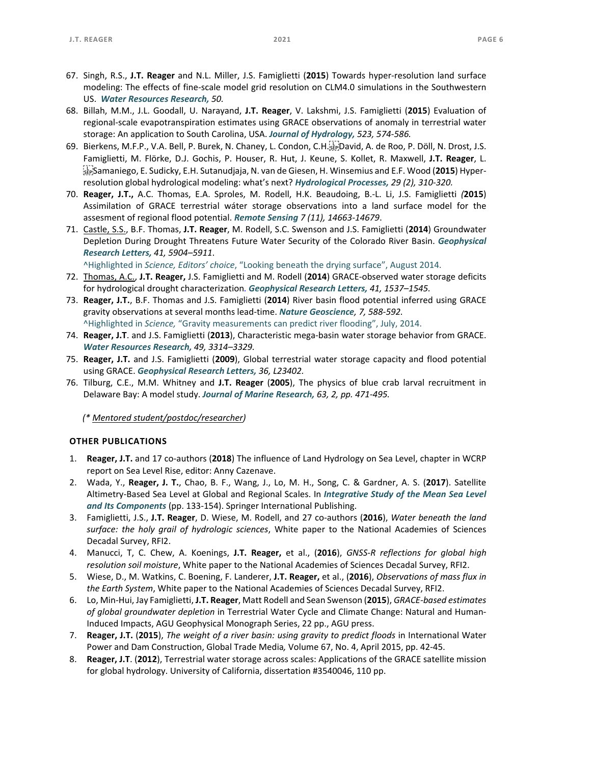67. Singh, R.S., **J.T. Reager** and N.L. Miller, J.S. Famiglietti (**2015**) Towards hyper-resolution land surface modeling: The effects of fine-scale model grid resolution on CLM4.0 simulations in the Southwestern US. ***Water Resources Research,*** *50.*
68. Billah, M.M., J.L. Goodall, U. Narayand, **J.T. Reager**, V. Lakshmi, J.S. Famiglietti (**2015**) Evaluation of regional-scale evapotranspiration estimates using GRACE observations of anomaly in terrestrial water storage: An application to South Carolina, USA. ***Journal of Hydrology,*** *523, 574-586.*
69. Bierkens, M.F.P., V.A. Bell, P. Burek, N. Chaney, L. Condon, C.H. David, A. de Roo, P. Döll, N. Drost, J.S. Famiglietti, M. Flörke, D.J. Gochis, P. Houser, R. Hut, J. Keune, S. Kollet, R. Maxwell, **J.T. Reager**, L. Samaniego, E. Sudicky, E.H. Sutanudjaja, N. van de Giesen, H. Winsemius and E.F. Wood (**2015**) Hyper-resolution global hydrological modeling: what's next? ***Hydrological Processes,*** *29 (2), 310-320.*
70. **Reager, J.T.,** A.C. Thomas, E.A. Sproles, M. Rodell, H.K. Beaudoing, B.-L. Li, J.S. Famiglietti *(***2015**) Assimilation of GRACE terrestrial wáter storage observations into a land surface model for the assesment of regional flood potential. ***Remote Sensing*** *7 (11), 14663-14679*.
71. Castle, S.S., B.F. Thomas, **J.T. Reager**, M. Rodell, S.C. Swenson and J.S. Famiglietti (**2014**) Groundwater Depletion During Drought Threatens Future Water Security of the Colorado River Basin. ***Geophysical Research Letters,*** *41, 5904–5911*.
   ^Highlighted in *Science, Editors' choice*, "Looking beneath the drying surface", August 2014.
72. Thomas, A.C., **J.T. Reager,** J.S. Famiglietti and M. Rodell (**2014**) GRACE-observed water storage deficits for hydrological drought characterization*.* ***Geophysical Research Letters,*** *41, 1537–1545.*
73. **Reager, J.T.**, B.F. Thomas and J.S. Famiglietti (**2014**) River basin flood potential inferred using GRACE gravity observations at several months lead-time. ***Nature Geoscience,*** *7, 588-592*.
   ^Highlighted in *Science,* "Gravity measurements can predict river flooding", July, 2014.
74. **Reager, J.T**. and J.S. Famiglietti (**2013**), Characteristic mega-basin water storage behavior from GRACE. ***Water Resources Research,*** *49, 3314–3329.*
75. **Reager, J.T.** and J.S. Famiglietti (**2009**), Global terrestrial water storage capacity and flood potential using GRACE. ***Geophysical Research Letters,*** *36, L23402.*
76. Tilburg, C.E., M.M. Whitney and **J.T. Reager** (**2005**), The physics of blue crab larval recruitment in Delaware Bay: A model study. ***Journal of Marine Research,*** *63, 2, pp. 471-495.*

*(\* Mentored student/postdoc/researcher)*

## OTHER PUBLICATIONS

1. **Reager, J.T.** and 17 co-authors (**2018**) The influence of Land Hydrology on Sea Level, chapter in WCRP report on Sea Level Rise, editor: Anny Cazenave.
2. Wada, Y., **Reager, J. T.**, Chao, B. F., Wang, J., Lo, M. H., Song, C. & Gardner, A. S. (**2017**). Satellite Altimetry-Based Sea Level at Global and Regional Scales. In ***Integrative Study of the Mean Sea Level and Its Components*** (pp. 133-154). Springer International Publishing.
3. Famiglietti, J.S., **J.T. Reager**, D. Wiese, M. Rodell, and 27 co-authors (**2016**), *Water beneath the land surface: the holy grail of hydrologic sciences*, White paper to the National Academies of Sciences Decadal Survey, RFI2.
4. Manucci, T, C. Chew, A. Koenings, **J.T. Reager,** et al., (**2016**), *GNSS-R reflections for global high resolution soil moisture*, White paper to the National Academies of Sciences Decadal Survey, RFI2.
5. Wiese, D., M. Watkins, C. Boening, F. Landerer, **J.T. Reager,** et al., (**2016**), *Observations of mass flux in the Earth System*, White paper to the National Academies of Sciences Decadal Survey, RFI2.
6. Lo, Min-Hui, Jay Famiglietti, **J.T. Reager**, Matt Rodell and Sean Swenson (**2015**), *GRACE-based estimates of global groundwater depletion* in Terrestrial Water Cycle and Climate Change: Natural and Human-Induced Impacts, AGU Geophysical Monograph Series, 22 pp., AGU press.
7. **Reager, J.T.** (**2015**), *The weight of a river basin: using gravity to predict floods* in International Water Power and Dam Construction, Global Trade Media*,* Volume 67, No. 4, April 2015, pp. 42-45.
8. **Reager, J.T**. (**2012**), Terrestrial water storage across scales: Applications of the GRACE satellite mission for global hydrology. University of California, dissertation #3540046, 110 pp.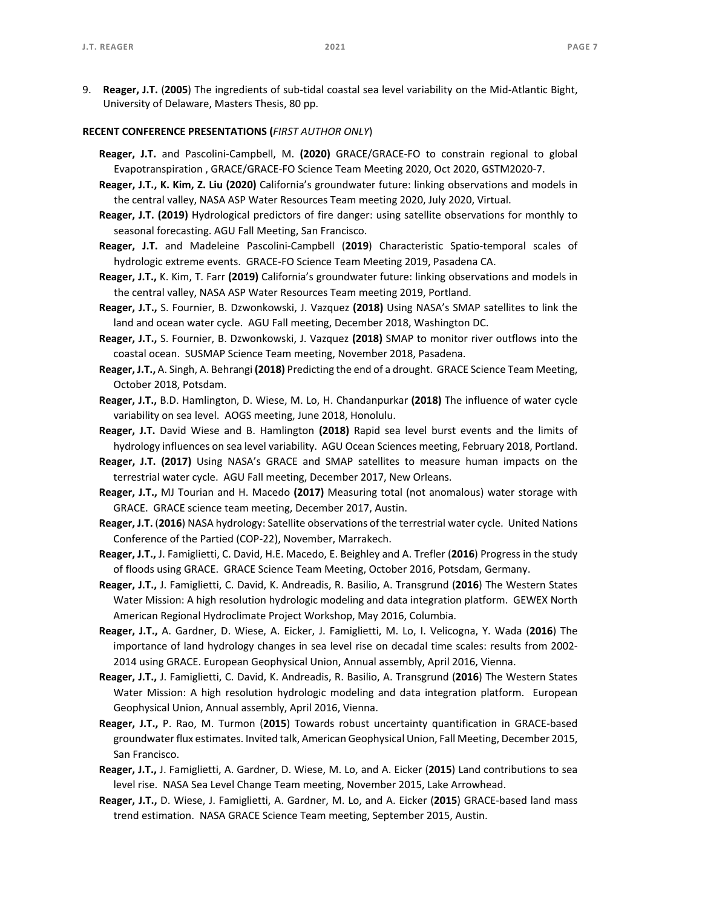9. **Reager, J.T.** (**2005**) The ingredients of sub-tidal coastal sea level variability on the Mid-Atlantic Bight, University of Delaware, Masters Thesis, 80 pp.

**RECENT CONFERENCE PRESENTATIONS (***FIRST AUTHOR ONLY*)

**Reager, J.T.** and Pascolini-Campbell, M. **(2020)** GRACE/GRACE-FO to constrain regional to global Evapotranspiration , GRACE/GRACE-FO Science Team Meeting 2020, Oct 2020, GSTM2020-7.

**Reager, J.T., K. Kim, Z. Liu (2020)** California's groundwater future: linking observations and models in the central valley, NASA ASP Water Resources Team meeting 2020, July 2020, Virtual.

**Reager, J.T. (2019)** Hydrological predictors of fire danger: using satellite observations for monthly to seasonal forecasting. AGU Fall Meeting, San Francisco.

**Reager, J.T.** and Madeleine Pascolini-Campbell (**2019**) Characteristic Spatio-temporal scales of hydrologic extreme events. GRACE-FO Science Team Meeting 2019, Pasadena CA.

**Reager, J.T.,** K. Kim, T. Farr **(2019)** California's groundwater future: linking observations and models in the central valley, NASA ASP Water Resources Team meeting 2019, Portland.

**Reager, J.T.,** S. Fournier, B. Dzwonkowski, J. Vazquez **(2018)** Using NASA's SMAP satellites to link the land and ocean water cycle. AGU Fall meeting, December 2018, Washington DC.

**Reager, J.T.,** S. Fournier, B. Dzwonkowski, J. Vazquez **(2018)** SMAP to monitor river outflows into the coastal ocean. SUSMAP Science Team meeting, November 2018, Pasadena.

**Reager, J.T.,** A. Singh, A. Behrangi **(2018)** Predicting the end of a drought. GRACE Science Team Meeting, October 2018, Potsdam.

**Reager, J.T.,** B.D. Hamlington, D. Wiese, M. Lo, H. Chandanpurkar **(2018)** The influence of water cycle variability on sea level. AOGS meeting, June 2018, Honolulu.

**Reager, J.T.** David Wiese and B. Hamlington **(2018)** Rapid sea level burst events and the limits of hydrology influences on sea level variability. AGU Ocean Sciences meeting, February 2018, Portland.

**Reager, J.T. (2017)** Using NASA's GRACE and SMAP satellites to measure human impacts on the terrestrial water cycle. AGU Fall meeting, December 2017, New Orleans.

**Reager, J.T.,** MJ Tourian and H. Macedo **(2017)** Measuring total (not anomalous) water storage with GRACE. GRACE science team meeting, December 2017, Austin.

**Reager, J.T.** (**2016**) NASA hydrology: Satellite observations of the terrestrial water cycle. United Nations Conference of the Partied (COP-22), November, Marrakech.

**Reager, J.T.,** J. Famiglietti, C. David, H.E. Macedo, E. Beighley and A. Trefler (**2016**) Progress in the study of floods using GRACE. GRACE Science Team Meeting, October 2016, Potsdam, Germany.

**Reager, J.T.,** J. Famiglietti, C. David, K. Andreadis, R. Basilio, A. Transgrund (**2016**) The Western States Water Mission: A high resolution hydrologic modeling and data integration platform. GEWEX North American Regional Hydroclimate Project Workshop, May 2016, Columbia.

**Reager, J.T.,** A. Gardner, D. Wiese, A. Eicker, J. Famiglietti, M. Lo, I. Velicogna, Y. Wada (**2016**) The importance of land hydrology changes in sea level rise on decadal time scales: results from 2002-2014 using GRACE. European Geophysical Union, Annual assembly, April 2016, Vienna.

**Reager, J.T.,** J. Famiglietti, C. David, K. Andreadis, R. Basilio, A. Transgrund (**2016**) The Western States Water Mission: A high resolution hydrologic modeling and data integration platform. European Geophysical Union, Annual assembly, April 2016, Vienna.

**Reager, J.T.,** P. Rao, M. Turmon (**2015**) Towards robust uncertainty quantification in GRACE-based groundwater flux estimates. Invited talk, American Geophysical Union, Fall Meeting, December 2015, San Francisco.

**Reager, J.T.,** J. Famiglietti, A. Gardner, D. Wiese, M. Lo, and A. Eicker (**2015**) Land contributions to sea level rise. NASA Sea Level Change Team meeting, November 2015, Lake Arrowhead.

**Reager, J.T.,** D. Wiese, J. Famiglietti, A. Gardner, M. Lo, and A. Eicker (**2015**) GRACE-based land mass trend estimation. NASA GRACE Science Team meeting, September 2015, Austin.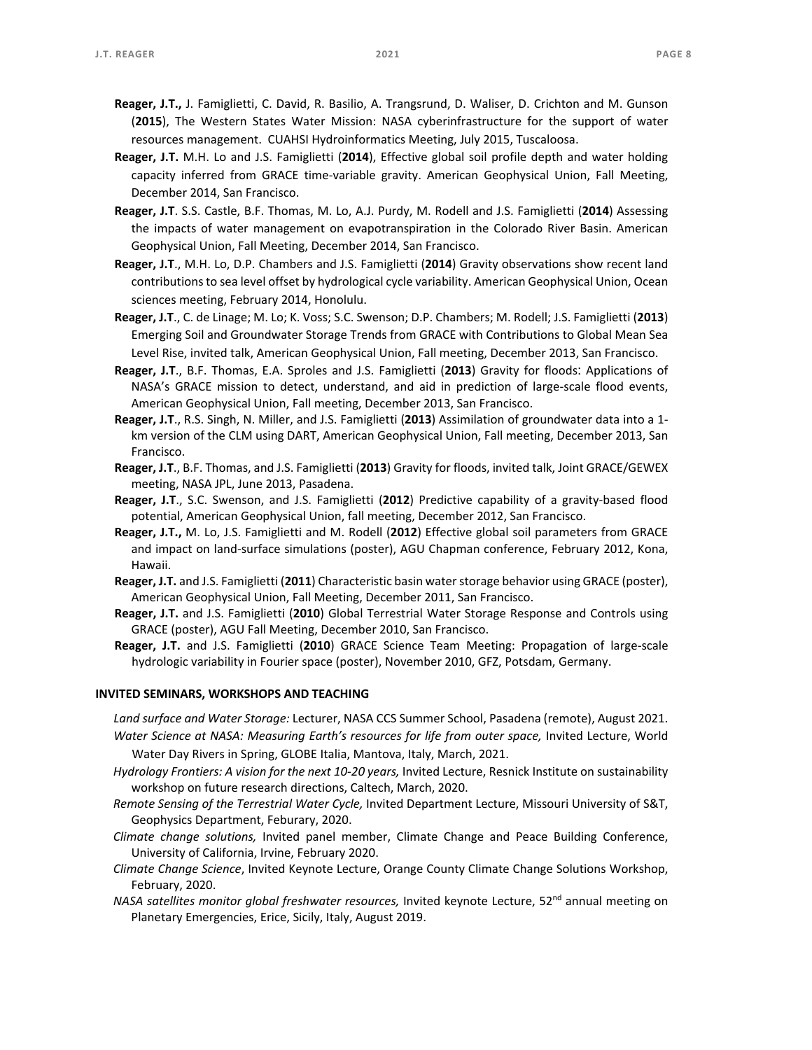**Reager, J.T.,** J. Famiglietti, C. David, R. Basilio, A. Trangsrund, D. Waliser, D. Crichton and M. Gunson (**2015**), The Western States Water Mission: NASA cyberinfrastructure for the support of water resources management. CUAHSI Hydroinformatics Meeting, July 2015, Tuscaloosa.

**Reager, J.T.** M.H. Lo and J.S. Famiglietti (**2014**), Effective global soil profile depth and water holding capacity inferred from GRACE time-variable gravity. American Geophysical Union, Fall Meeting, December 2014, San Francisco.

**Reager, J.T**. S.S. Castle, B.F. Thomas, M. Lo, A.J. Purdy, M. Rodell and J.S. Famiglietti (**2014**) Assessing the impacts of water management on evapotranspiration in the Colorado River Basin. American Geophysical Union, Fall Meeting, December 2014, San Francisco.

**Reager, J.T**., M.H. Lo, D.P. Chambers and J.S. Famiglietti (**2014**) Gravity observations show recent land contributions to sea level offset by hydrological cycle variability. American Geophysical Union, Ocean sciences meeting, February 2014, Honolulu.

**Reager, J.T**., C. de Linage; M. Lo; K. Voss; S.C. Swenson; D.P. Chambers; M. Rodell; J.S. Famiglietti (**2013**) Emerging Soil and Groundwater Storage Trends from GRACE with Contributions to Global Mean Sea Level Rise, invited talk, American Geophysical Union, Fall meeting, December 2013, San Francisco.

**Reager, J.T**., B.F. Thomas, E.A. Sproles and J.S. Famiglietti (**2013**) Gravity for floods: Applications of NASA's GRACE mission to detect, understand, and aid in prediction of large-scale flood events, American Geophysical Union, Fall meeting, December 2013, San Francisco.

**Reager, J.T**., R.S. Singh, N. Miller, and J.S. Famiglietti (**2013**) Assimilation of groundwater data into a 1-km version of the CLM using DART, American Geophysical Union, Fall meeting, December 2013, San Francisco.

**Reager, J.T**., B.F. Thomas, and J.S. Famiglietti (**2013**) Gravity for floods, invited talk, Joint GRACE/GEWEX meeting, NASA JPL, June 2013, Pasadena.

**Reager, J.T**., S.C. Swenson, and J.S. Famiglietti (**2012**) Predictive capability of a gravity-based flood potential, American Geophysical Union, fall meeting, December 2012, San Francisco.

**Reager, J.T.,** M. Lo, J.S. Famiglietti and M. Rodell (**2012**) Effective global soil parameters from GRACE and impact on land-surface simulations (poster), AGU Chapman conference, February 2012, Kona, Hawaii.

**Reager, J.T.** and J.S. Famiglietti (**2011**) Characteristic basin water storage behavior using GRACE (poster), American Geophysical Union, Fall Meeting, December 2011, San Francisco.

**Reager, J.T.** and J.S. Famiglietti (**2010**) Global Terrestrial Water Storage Response and Controls using GRACE (poster), AGU Fall Meeting, December 2010, San Francisco.

**Reager, J.T.** and J.S. Famiglietti (**2010**) GRACE Science Team Meeting: Propagation of large-scale hydrologic variability in Fourier space (poster), November 2010, GFZ, Potsdam, Germany.

## INVITED SEMINARS, WORKSHOPS AND TEACHING

*Land surface and Water Storage:* Lecturer, NASA CCS Summer School, Pasadena (remote), August 2021.

*Water Science at NASA: Measuring Earth's resources for life from outer space,* Invited Lecture, World Water Day Rivers in Spring, GLOBE Italia, Mantova, Italy, March, 2021.

*Hydrology Frontiers: A vision for the next 10-20 years,* Invited Lecture, Resnick Institute on sustainability workshop on future research directions, Caltech, March, 2020.

*Remote Sensing of the Terrestrial Water Cycle,* Invited Department Lecture, Missouri University of S&T, Geophysics Department, Feburary, 2020.

*Climate change solutions,* Invited panel member, Climate Change and Peace Building Conference, University of California, Irvine, February 2020.

*Climate Change Science*, Invited Keynote Lecture, Orange County Climate Change Solutions Workshop, February, 2020.

*NASA satellites monitor global freshwater resources,* Invited keynote Lecture, 52nd annual meeting on Planetary Emergencies, Erice, Sicily, Italy, August 2019.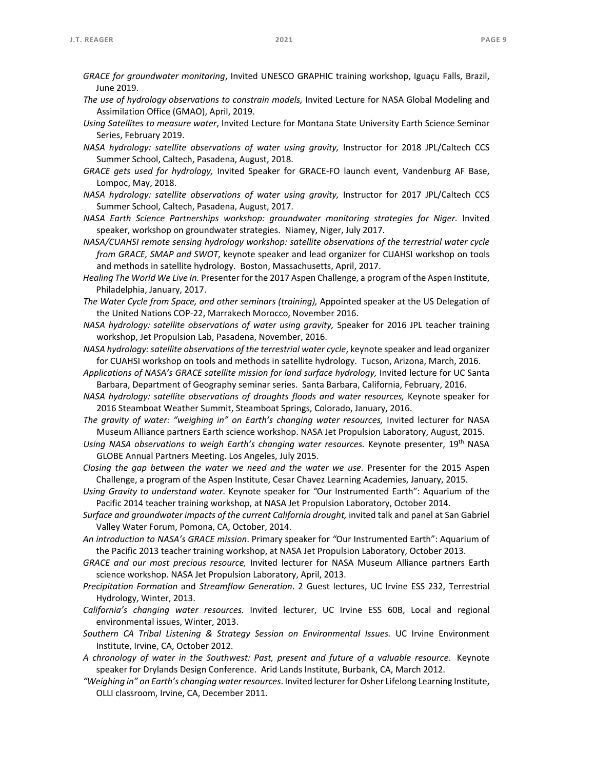*GRACE for groundwater monitoring*, Invited UNESCO GRAPHIC training workshop, Iguaçu Falls, Brazil, June 2019.

*The use of hydrology observations to constrain models,* Invited Lecture for NASA Global Modeling and Assimilation Office (GMAO), April, 2019.

*Using Satellites to measure water*, Invited Lecture for Montana State University Earth Science Seminar Series, February 2019.

*NASA hydrology: satellite observations of water using gravity,* Instructor for 2018 JPL/Caltech CCS Summer School, Caltech, Pasadena, August, 2018.

*GRACE gets used for hydrology,* Invited Speaker for GRACE-FO launch event, Vandenburg AF Base, Lompoc, May, 2018.

*NASA hydrology: satellite observations of water using gravity,* Instructor for 2017 JPL/Caltech CCS Summer School, Caltech, Pasadena, August, 2017.

*NASA Earth Science Partnerships workshop: groundwater monitoring strategies for Niger.* Invited speaker, workshop on groundwater strategies. Niamey, Niger, July 2017.

*NASA/CUAHSI remote sensing hydrology workshop: satellite observations of the terrestrial water cycle from GRACE, SMAP and SWOT*, keynote speaker and lead organizer for CUAHSI workshop on tools and methods in satellite hydrology. Boston, Massachusetts, April, 2017.

*Healing The World We Live In.* Presenter for the 2017 Aspen Challenge, a program of the Aspen Institute, Philadelphia, January, 2017.

*The Water Cycle from Space, and other seminars (training),* Appointed speaker at the US Delegation of the United Nations COP-22, Marrakech Morocco, November 2016.

*NASA hydrology: satellite observations of water using gravity,* Speaker for 2016 JPL teacher training workshop, Jet Propulsion Lab, Pasadena, November, 2016.

*NASA hydrology: satellite observations of the terrestrial water cycle*, keynote speaker and lead organizer for CUAHSI workshop on tools and methods in satellite hydrology. Tucson, Arizona, March, 2016.

*Applications of NASA's GRACE satellite mission for land surface hydrology,* Invited lecture for UC Santa Barbara, Department of Geography seminar series. Santa Barbara, California, February, 2016.

*NASA hydrology: satellite observations of droughts floods and water resources,* Keynote speaker for 2016 Steamboat Weather Summit, Steamboat Springs, Colorado, January, 2016.

*The gravity of water: "weighing in" on Earth's changing water resources,* Invited lecturer for NASA Museum Alliance partners Earth science workshop. NASA Jet Propulsion Laboratory, August, 2015.

*Using NASA observations to weigh Earth's changing water resources.* Keynote presenter, 19th NASA GLOBE Annual Partners Meeting. Los Angeles, July 2015.

*Closing the gap between the water we need and the water we use.* Presenter for the 2015 Aspen Challenge, a program of the Aspen Institute, Cesar Chavez Learning Academies, January, 2015.

*Using Gravity to understand water*. Keynote speaker for "Our Instrumented Earth": Aquarium of the Pacific 2014 teacher training workshop, at NASA Jet Propulsion Laboratory, October 2014.

*Surface and groundwater impacts of the current California drought,* invited talk and panel at San Gabriel Valley Water Forum, Pomona, CA, October, 2014.

*An introduction to NASA's GRACE mission*. Primary speaker for "Our Instrumented Earth": Aquarium of the Pacific 2013 teacher training workshop, at NASA Jet Propulsion Laboratory, October 2013.

*GRACE and our most precious resource,* Invited lecturer for NASA Museum Alliance partners Earth science workshop. NASA Jet Propulsion Laboratory, April, 2013.

*Precipitation Formation* and *Streamflow Generation*. 2 Guest lectures, UC Irvine ESS 232, Terrestrial Hydrology, Winter, 2013.

*California's changing water resources.* Invited lecturer, UC Irvine ESS 60B, Local and regional environmental issues, Winter, 2013.

*Southern CA Tribal Listening & Strategy Session on Environmental Issues.* UC Irvine Environment Institute, Irvine, CA, October 2012.

*A chronology of water in the Southwest: Past, present and future of a valuable resource*. Keynote speaker for Drylands Design Conference. Arid Lands Institute, Burbank, CA, March 2012.

*"Weighing in" on Earth's changing water resources*. Invited lecturer for Osher Lifelong Learning Institute, OLLI classroom, Irvine, CA, December 2011.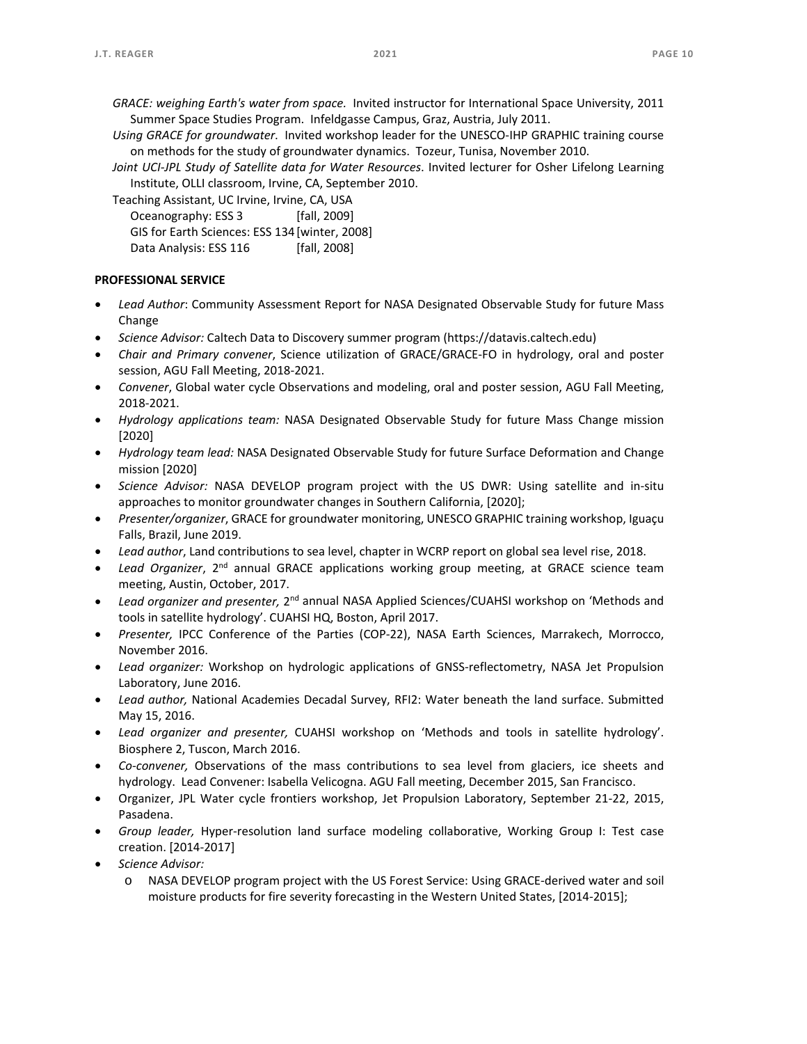*GRACE: weighing Earth's water from space.* Invited instructor for International Space University, 2011 Summer Space Studies Program. Infeldgasse Campus, Graz, Austria, July 2011.

*Using GRACE for groundwater*. Invited workshop leader for the UNESCO-IHP GRAPHIC training course on methods for the study of groundwater dynamics. Tozeur, Tunisa, November 2010.

*Joint UCI-JPL Study of Satellite data for Water Resources*. Invited lecturer for Osher Lifelong Learning Institute, OLLI classroom, Irvine, CA, September 2010.

Teaching Assistant, UC Irvine, Irvine, CA, USA

| | |
|---|---|
| Oceanography: ESS 3 | [fall, 2009] |
| GIS for Earth Sciences: ESS 134 | [winter, 2008] |
| Data Analysis: ESS 116 | [fall, 2008] |

**PROFESSIONAL SERVICE**

- *Lead Author*: Community Assessment Report for NASA Designated Observable Study for future Mass Change
- *Science Advisor:* Caltech Data to Discovery summer program (https://datavis.caltech.edu)
- *Chair and Primary convener*, Science utilization of GRACE/GRACE-FO in hydrology, oral and poster session, AGU Fall Meeting, 2018-2021.
- *Convener*, Global water cycle Observations and modeling, oral and poster session, AGU Fall Meeting, 2018-2021.
- *Hydrology applications team:* NASA Designated Observable Study for future Mass Change mission [2020]
- *Hydrology team lead:* NASA Designated Observable Study for future Surface Deformation and Change mission [2020]
- *Science Advisor:* NASA DEVELOP program project with the US DWR: Using satellite and in-situ approaches to monitor groundwater changes in Southern California, [2020];
- *Presenter/organizer*, GRACE for groundwater monitoring, UNESCO GRAPHIC training workshop, Iguaçu Falls, Brazil, June 2019.
- *Lead author*, Land contributions to sea level, chapter in WCRP report on global sea level rise, 2018.
- *Lead Organizer*, 2nd annual GRACE applications working group meeting, at GRACE science team meeting, Austin, October, 2017.
- *Lead organizer and presenter,* 2nd annual NASA Applied Sciences/CUAHSI workshop on 'Methods and tools in satellite hydrology'. CUAHSI HQ, Boston, April 2017.
- *Presenter,* IPCC Conference of the Parties (COP-22), NASA Earth Sciences, Marrakech, Morrocco, November 2016.
- *Lead organizer:* Workshop on hydrologic applications of GNSS-reflectometry, NASA Jet Propulsion Laboratory, June 2016.
- *Lead author,* National Academies Decadal Survey, RFI2: Water beneath the land surface. Submitted May 15, 2016.
- *Lead organizer and presenter,* CUAHSI workshop on 'Methods and tools in satellite hydrology'. Biosphere 2, Tuscon, March 2016.
- *Co-convener,* Observations of the mass contributions to sea level from glaciers, ice sheets and hydrology. Lead Convener: Isabella Velicogna. AGU Fall meeting, December 2015, San Francisco.
- Organizer, JPL Water cycle frontiers workshop, Jet Propulsion Laboratory, September 21-22, 2015, Pasadena.
- *Group leader,* Hyper-resolution land surface modeling collaborative, Working Group I: Test case creation. [2014-2017]
- *Science Advisor:*
  - NASA DEVELOP program project with the US Forest Service: Using GRACE-derived water and soil moisture products for fire severity forecasting in the Western United States, [2014-2015];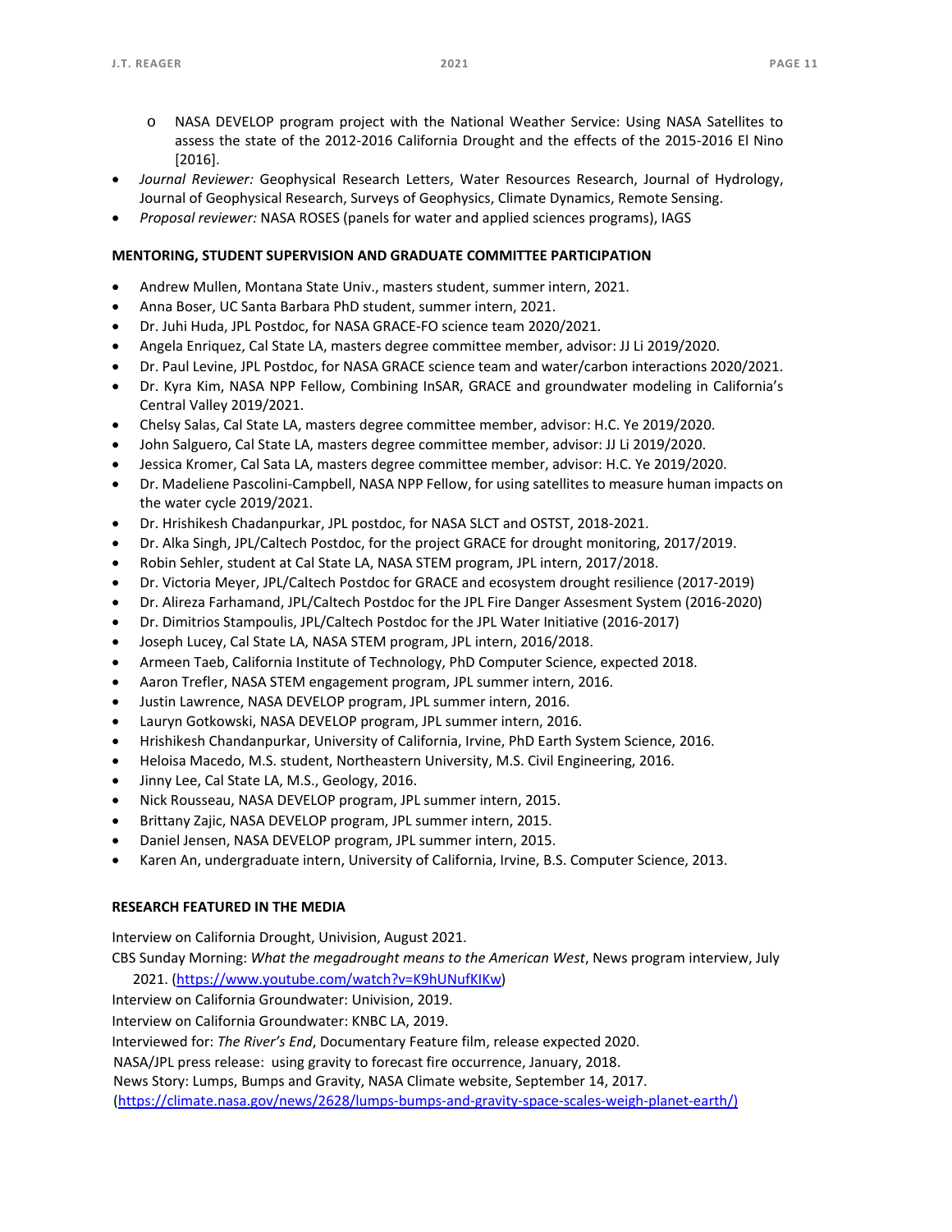- NASA DEVELOP program project with the National Weather Service: Using NASA Satellites to assess the state of the 2012-2016 California Drought and the effects of the 2015-2016 El Nino [2016].
- *Journal Reviewer:* Geophysical Research Letters, Water Resources Research, Journal of Hydrology, Journal of Geophysical Research, Surveys of Geophysics, Climate Dynamics, Remote Sensing.
- *Proposal reviewer:* NASA ROSES (panels for water and applied sciences programs), IAGS

**MENTORING, STUDENT SUPERVISION AND GRADUATE COMMITTEE PARTICIPATION**

- Andrew Mullen, Montana State Univ., masters student, summer intern, 2021.
- Anna Boser, UC Santa Barbara PhD student, summer intern, 2021.
- Dr. Juhi Huda, JPL Postdoc, for NASA GRACE-FO science team 2020/2021.
- Angela Enriquez, Cal State LA, masters degree committee member, advisor: JJ Li 2019/2020.
- Dr. Paul Levine, JPL Postdoc, for NASA GRACE science team and water/carbon interactions 2020/2021.
- Dr. Kyra Kim, NASA NPP Fellow, Combining InSAR, GRACE and groundwater modeling in California's Central Valley 2019/2021.
- Chelsy Salas, Cal State LA, masters degree committee member, advisor: H.C. Ye 2019/2020.
- John Salguero, Cal State LA, masters degree committee member, advisor: JJ Li 2019/2020.
- Jessica Kromer, Cal Sata LA, masters degree committee member, advisor: H.C. Ye 2019/2020.
- Dr. Madeliene Pascolini-Campbell, NASA NPP Fellow, for using satellites to measure human impacts on the water cycle 2019/2021.
- Dr. Hrishikesh Chadanpurkar, JPL postdoc, for NASA SLCT and OSTST, 2018-2021.
- Dr. Alka Singh, JPL/Caltech Postdoc, for the project GRACE for drought monitoring, 2017/2019.
- Robin Sehler, student at Cal State LA, NASA STEM program, JPL intern, 2017/2018.
- Dr. Victoria Meyer, JPL/Caltech Postdoc for GRACE and ecosystem drought resilience (2017-2019)
- Dr. Alireza Farhamand, JPL/Caltech Postdoc for the JPL Fire Danger Assesment System (2016-2020)
- Dr. Dimitrios Stampoulis, JPL/Caltech Postdoc for the JPL Water Initiative (2016-2017)
- Joseph Lucey, Cal State LA, NASA STEM program, JPL intern, 2016/2018.
- Armeen Taeb, California Institute of Technology, PhD Computer Science, expected 2018.
- Aaron Trefler, NASA STEM engagement program, JPL summer intern, 2016.
- Justin Lawrence, NASA DEVELOP program, JPL summer intern, 2016.
- Lauryn Gotkowski, NASA DEVELOP program, JPL summer intern, 2016.
- Hrishikesh Chandanpurkar, University of California, Irvine, PhD Earth System Science, 2016.
- Heloisa Macedo, M.S. student, Northeastern University, M.S. Civil Engineering, 2016.
- Jinny Lee, Cal State LA, M.S., Geology, 2016.
- Nick Rousseau, NASA DEVELOP program, JPL summer intern, 2015.
- Brittany Zajic, NASA DEVELOP program, JPL summer intern, 2015.
- Daniel Jensen, NASA DEVELOP program, JPL summer intern, 2015.
- Karen An, undergraduate intern, University of California, Irvine, B.S. Computer Science, 2013.

**RESEARCH FEATURED IN THE MEDIA**

Interview on California Drought, Univision, August 2021.

CBS Sunday Morning: *What the megadrought means to the American West*, News program interview, July 2021. (https://www.youtube.com/watch?v=K9hUNufKIKw)

Interview on California Groundwater: Univision, 2019.

Interview on California Groundwater: KNBC LA, 2019.

Interviewed for: *The River's End*, Documentary Feature film, release expected 2020.

NASA/JPL press release: using gravity to forecast fire occurrence, January, 2018.

News Story: Lumps, Bumps and Gravity, NASA Climate website, September 14, 2017.
(https://climate.nasa.gov/news/2628/lumps-bumps-and-gravity-space-scales-weigh-planet-earth/)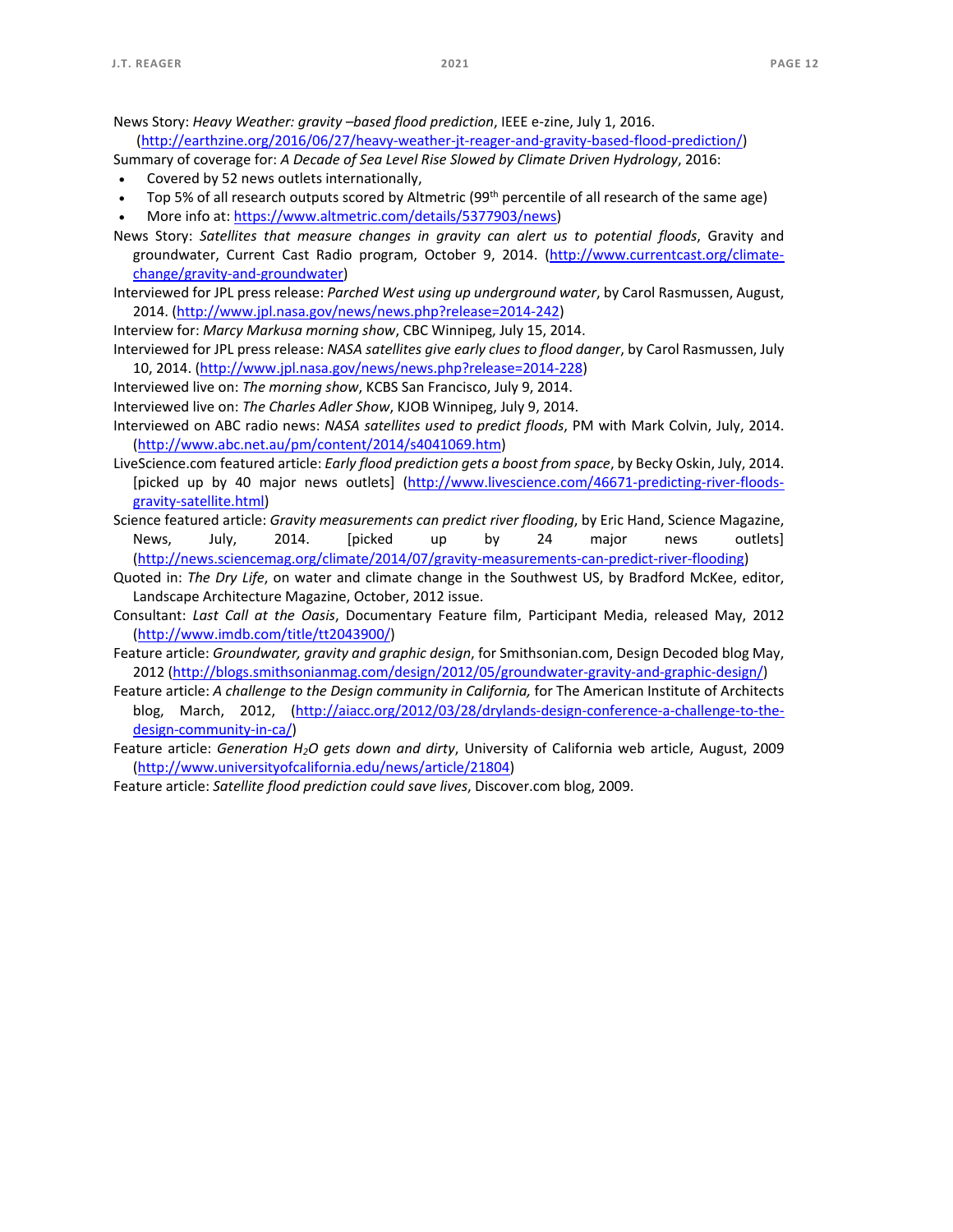News Story: *Heavy Weather: gravity –based flood prediction*, IEEE e-zine, July 1, 2016. (http://earthzine.org/2016/06/27/heavy-weather-jt-reager-and-gravity-based-flood-prediction/)

Summary of coverage for: *A Decade of Sea Level Rise Slowed by Climate Driven Hydrology*, 2016:

- Covered by 52 news outlets internationally,
- Top 5% of all research outputs scored by Altmetric (99th percentile of all research of the same age)
- More info at: https://www.altmetric.com/details/5377903/news)

News Story: *Satellites that measure changes in gravity can alert us to potential floods*, Gravity and groundwater, Current Cast Radio program, October 9, 2014. (http://www.currentcast.org/climate-change/gravity-and-groundwater)

Interviewed for JPL press release: *Parched West using up underground water*, by Carol Rasmussen, August, 2014. (http://www.jpl.nasa.gov/news/news.php?release=2014-242)

Interview for: *Marcy Markusa morning show*, CBC Winnipeg, July 15, 2014.

Interviewed for JPL press release: *NASA satellites give early clues to flood danger*, by Carol Rasmussen, July 10, 2014. (http://www.jpl.nasa.gov/news/news.php?release=2014-228)

Interviewed live on: *The morning show*, KCBS San Francisco, July 9, 2014.

Interviewed live on: *The Charles Adler Show*, KJOB Winnipeg, July 9, 2014.

Interviewed on ABC radio news: *NASA satellites used to predict floods*, PM with Mark Colvin, July, 2014. (http://www.abc.net.au/pm/content/2014/s4041069.htm)

LiveScience.com featured article: *Early flood prediction gets a boost from space*, by Becky Oskin, July, 2014. [picked up by 40 major news outlets] (http://www.livescience.com/46671-predicting-river-floods-gravity-satellite.html)

Science featured article: *Gravity measurements can predict river flooding*, by Eric Hand, Science Magazine, News, July, 2014. [picked up by 24 major news outlets] (http://news.sciencemag.org/climate/2014/07/gravity-measurements-can-predict-river-flooding)

Quoted in: *The Dry Life*, on water and climate change in the Southwest US, by Bradford McKee, editor, Landscape Architecture Magazine, October, 2012 issue.

Consultant: *Last Call at the Oasis*, Documentary Feature film, Participant Media, released May, 2012 (http://www.imdb.com/title/tt2043900/)

Feature article: *Groundwater, gravity and graphic design*, for Smithsonian.com, Design Decoded blog May, 2012 (http://blogs.smithsonianmag.com/design/2012/05/groundwater-gravity-and-graphic-design/)

Feature article: *A challenge to the Design community in California,* for The American Institute of Architects blog, March, 2012, (http://aiacc.org/2012/03/28/drylands-design-conference-a-challenge-to-the-design-community-in-ca/)

Feature article: *Generation $H_2O$ gets down and dirty*, University of California web article, August, 2009 (http://www.universityofcalifornia.edu/news/article/21804)

Feature article: *Satellite flood prediction could save lives*, Discover.com blog, 2009.